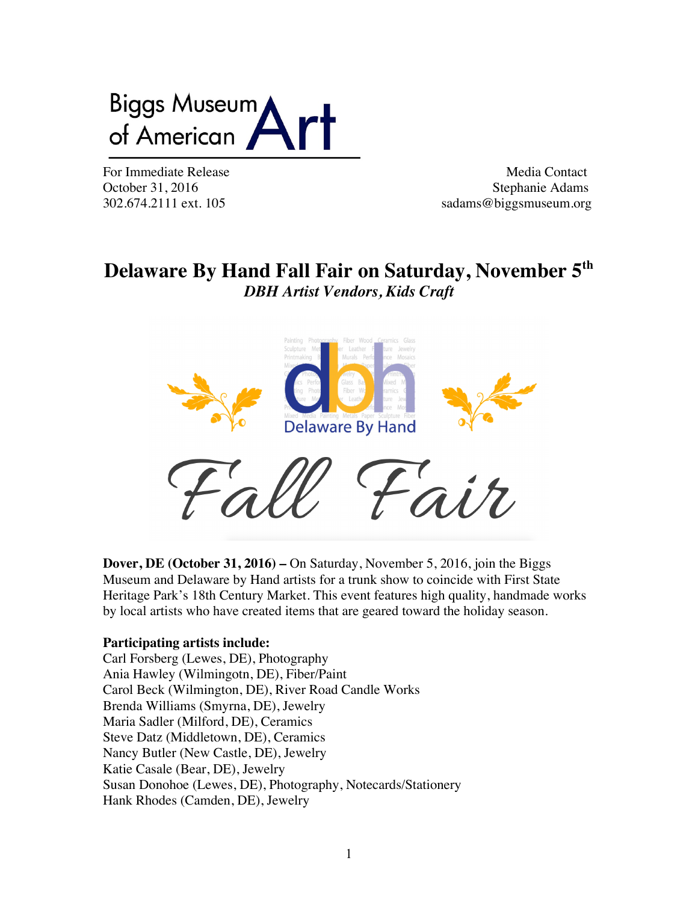Biggs Museum of American Art

For Immediate Release
October 31, 2016
302.674.2111 ext. 105

Media Contact
Stephanie Adams
sadams@biggsmuseum.org

# Delaware By Hand Fall Fair on Saturday, November 5th

***DBH Artist Vendors, Kids Craft***

**Dover, DE (October 31, 2016) –** On Saturday, November 5, 2016, join the Biggs Museum and Delaware by Hand artists for a trunk show to coincide with First State Heritage Park's 18th Century Market. This event features high quality, handmade works by local artists who have created items that are geared toward the holiday season.

**Participating artists include:**

Carl Forsberg (Lewes, DE), Photography
Ania Hawley (Wilmingotn, DE), Fiber/Paint
Carol Beck (Wilmington, DE), River Road Candle Works
Brenda Williams (Smyrna, DE), Jewelry
Maria Sadler (Milford, DE), Ceramics
Steve Datz (Middletown, DE), Ceramics
Nancy Butler (New Castle, DE), Jewelry
Katie Casale (Bear, DE), Jewelry
Susan Donohoe (Lewes, DE), Photography, Notecards/Stationery
Hank Rhodes (Camden, DE), Jewelry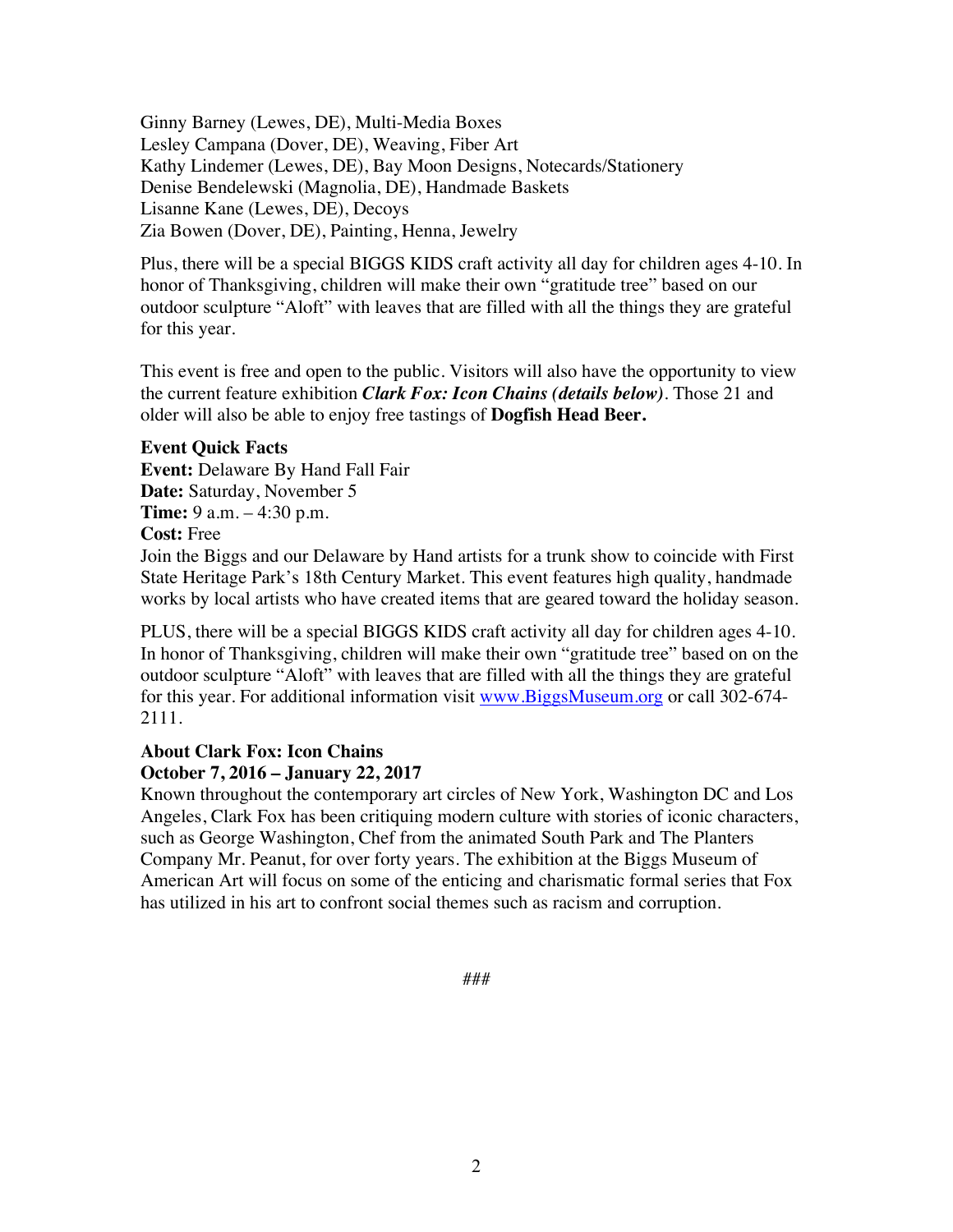Ginny Barney (Lewes, DE), Multi-Media Boxes
Lesley Campana (Dover, DE), Weaving, Fiber Art
Kathy Lindemer (Lewes, DE), Bay Moon Designs, Notecards/Stationery
Denise Bendelewski (Magnolia, DE), Handmade Baskets
Lisanne Kane (Lewes, DE), Decoys
Zia Bowen (Dover, DE), Painting, Henna, Jewelry

Plus, there will be a special BIGGS KIDS craft activity all day for children ages 4-10. In honor of Thanksgiving, children will make their own "gratitude tree" based on our outdoor sculpture "Aloft" with leaves that are filled with all the things they are grateful for this year.

This event is free and open to the public. Visitors will also have the opportunity to view the current feature exhibition ***Clark Fox: Icon Chains (details below)***. Those 21 and older will also be able to enjoy free tastings of **Dogfish Head Beer.**

**Event Quick Facts**
**Event:** Delaware By Hand Fall Fair
**Date:** Saturday, November 5
**Time:** 9 a.m. – 4:30 p.m.
**Cost:** Free
Join the Biggs and our Delaware by Hand artists for a trunk show to coincide with First State Heritage Park's 18th Century Market. This event features high quality, handmade works by local artists who have created items that are geared toward the holiday season.

PLUS, there will be a special BIGGS KIDS craft activity all day for children ages 4-10. In honor of Thanksgiving, children will make their own "gratitude tree" based on on the outdoor sculpture "Aloft" with leaves that are filled with all the things they are grateful for this year. For additional information visit [www.BiggsMuseum.org](http://www.BiggsMuseum.org) or call 302-674-2111.

**About Clark Fox: Icon Chains**
**October 7, 2016 – January 22, 2017**
Known throughout the contemporary art circles of New York, Washington DC and Los Angeles, Clark Fox has been critiquing modern culture with stories of iconic characters, such as George Washington, Chef from the animated South Park and The Planters Company Mr. Peanut, for over forty years. The exhibition at the Biggs Museum of American Art will focus on some of the enticing and charismatic formal series that Fox has utilized in his art to confront social themes such as racism and corruption.

###